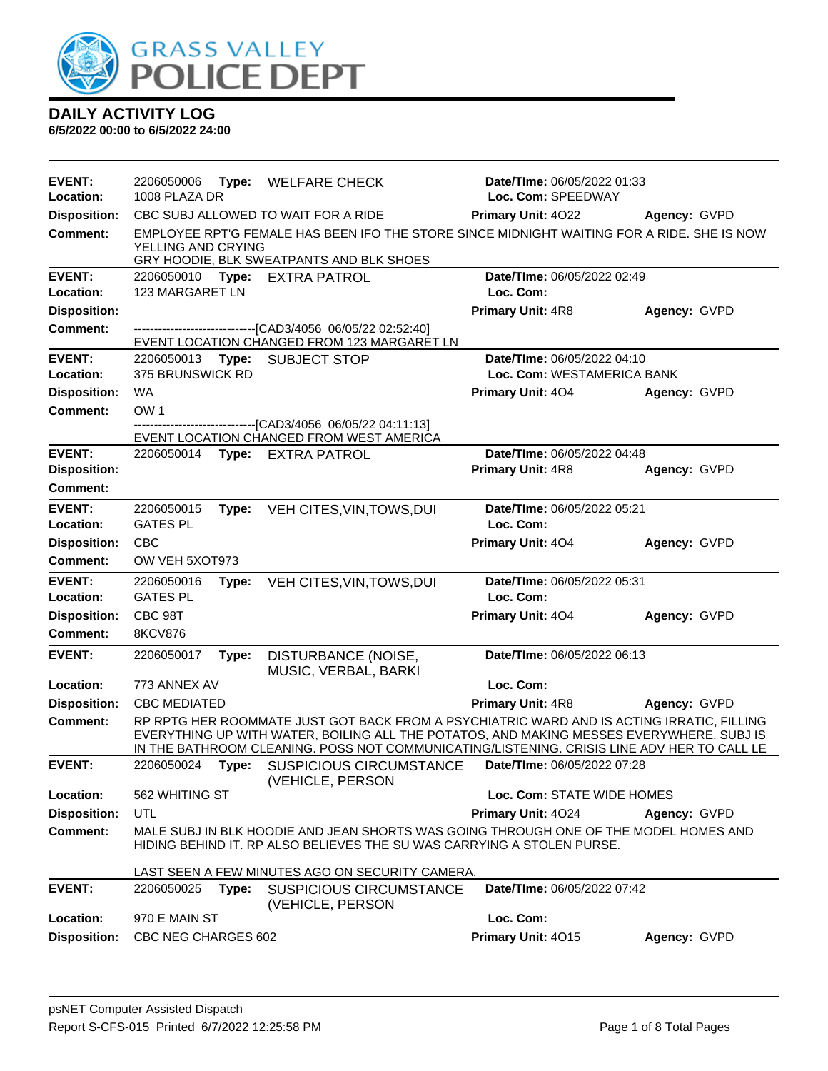# GRASS VALLEY POLICE DEPT

## DAILY ACTIVITY LOG

**6/5/2022 00:00 to 6/5/2022 24:00**

---

**EVENT:** 2206050006 **Type:** WELFARE CHECK **Date/TIme:** 06/05/2022 01:33
**Location:** 1008 PLAZA DR **Loc. Com:** SPEEDWAY
**Disposition:** CBC SUBJ ALLOWED TO WAIT FOR A RIDE **Primary Unit:** 4O22 **Agency:** GVPD
**Comment:** EMPLOYEE RPT'G FEMALE HAS BEEN IFO THE STORE SINCE MIDNIGHT WAITING FOR A RIDE. SHE IS NOW YELLING AND CRYING
GRY HOODIE, BLK SWEATPANTS AND BLK SHOES

---

**EVENT:** 2206050010 **Type:** EXTRA PATROL **Date/TIme:** 06/05/2022 02:49
**Location:** 123 MARGARET LN **Loc. Com:**
**Disposition:** **Primary Unit:** 4R8 **Agency:** GVPD
**Comment:** -------------------------------[CAD3/4056 06/05/22 02:52:40]
EVENT LOCATION CHANGED FROM 123 MARGARET LN

---

**EVENT:** 2206050013 **Type:** SUBJECT STOP **Date/TIme:** 06/05/2022 04:10
**Location:** 375 BRUNSWICK RD **Loc. Com:** WESTAMERICA BANK
**Disposition:** WA **Primary Unit:** 4O4 **Agency:** GVPD
**Comment:** OW 1
-------------------------------[CAD3/4056 06/05/22 04:11:13]
EVENT LOCATION CHANGED FROM WEST AMERICA

---

**EVENT:** 2206050014 **Type:** EXTRA PATROL **Date/TIme:** 06/05/2022 04:48
**Disposition:** **Primary Unit:** 4R8 **Agency:** GVPD
**Comment:**

---

**EVENT:** 2206050015 **Type:** VEH CITES,VIN,TOWS,DUI **Date/TIme:** 06/05/2022 05:21
**Location:** GATES PL **Loc. Com:**
**Disposition:** CBC **Primary Unit:** 4O4 **Agency:** GVPD
**Comment:** OW VEH 5XOT973

---

**EVENT:** 2206050016 **Type:** VEH CITES,VIN,TOWS,DUI **Date/TIme:** 06/05/2022 05:31
**Location:** GATES PL **Loc. Com:**
**Disposition:** CBC 98T **Primary Unit:** 4O4 **Agency:** GVPD
**Comment:** 8KCV876

---

**EVENT:** 2206050017 **Type:** DISTURBANCE (NOISE, MUSIC, VERBAL, BARKI **Date/TIme:** 06/05/2022 06:13
**Location:** 773 ANNEX AV **Loc. Com:**
**Disposition:** CBC MEDIATED **Primary Unit:** 4R8 **Agency:** GVPD
**Comment:** RP RPTG HER ROOMMATE JUST GOT BACK FROM A PSYCHIATRIC WARD AND IS ACTING IRRATIC, FILLING EVERYTHING UP WITH WATER, BOILING ALL THE POTATOS, AND MAKING MESSES EVERYWHERE. SUBJ IS IN THE BATHROOM CLEANING. POSS NOT COMMUNICATING/LISTENING. CRISIS LINE ADV HER TO CALL LE

---

**EVENT:** 2206050024 **Type:** SUSPICIOUS CIRCUMSTANCE (VEHICLE, PERSON **Date/TIme:** 06/05/2022 07:28
**Location:** 562 WHITING ST **Loc. Com:** STATE WIDE HOMES
**Disposition:** UTL **Primary Unit:** 4O24 **Agency:** GVPD
**Comment:** MALE SUBJ IN BLK HOODIE AND JEAN SHORTS WAS GOING THROUGH ONE OF THE MODEL HOMES AND HIDING BEHIND IT. RP ALSO BELIEVES THE SU WAS CARRYING A STOLEN PURSE.

LAST SEEN A FEW MINUTES AGO ON SECURITY CAMERA.

---

**EVENT:** 2206050025 **Type:** SUSPICIOUS CIRCUMSTANCE (VEHICLE, PERSON **Date/TIme:** 06/05/2022 07:42
**Location:** 970 E MAIN ST **Loc. Com:**
**Disposition:** CBC NEG CHARGES 602 **Primary Unit:** 4O15 **Agency:** GVPD

---

psNET Computer Assisted Dispatch
Report S-CFS-015 Printed 6/7/2022 12:25:58 PM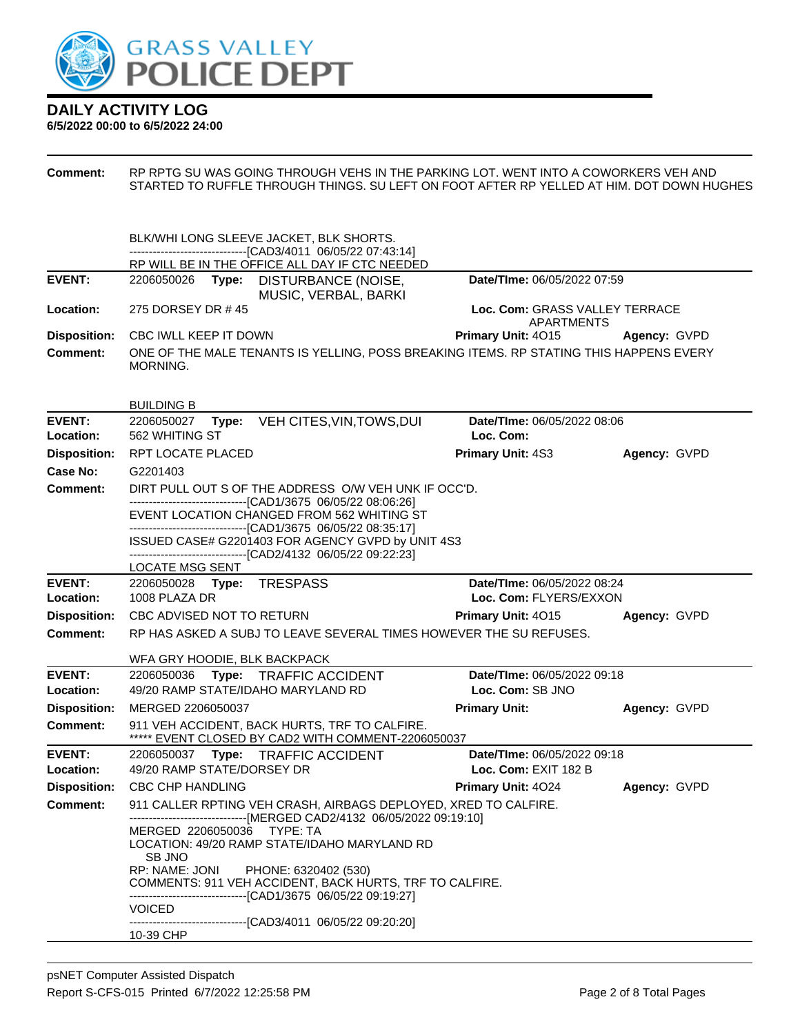# DAILY ACTIVITY LOG

**6/5/2022 00:00 to 6/5/2022 24:00**

**Comment:** RP RPTG SU WAS GOING THROUGH VEHS IN THE PARKING LOT. WENT INTO A COWORKERS VEH AND STARTED TO RUFFLE THROUGH THINGS. SU LEFT ON FOOT AFTER RP YELLED AT HIM. DOT DOWN HUGHES

BLK/WHI LONG SLEEVE JACKET, BLK SHORTS.
-------------------------------[CAD3/4011 06/05/22 07:43:14]
RP WILL BE IN THE OFFICE ALL DAY IF CTC NEEDED

---

| | | | |
|---|---|---|---|
| **EVENT:** | 2206050026 **Type:** DISTURBANCE (NOISE, MUSIC, VERBAL, BARKI | **Date/TIme:** 06/05/2022 07:59 | |
| **Location:** | 275 DORSEY DR # 45 | **Loc. Com:** GRASS VALLEY TERRACE APARTMENTS | |
| **Disposition:** | CBC IWLL KEEP IT DOWN | **Primary Unit:** 4O15 | **Agency:** GVPD |

**Comment:** ONE OF THE MALE TENANTS IS YELLING, POSS BREAKING ITEMS. RP STATING THIS HAPPENS EVERY MORNING.

BUILDING B

---

| | | | |
|---|---|---|---|
| **EVENT:** | 2206050027 **Type:** VEH CITES,VIN,TOWS,DUI | **Date/TIme:** 06/05/2022 08:06 | |
| **Location:** | 562 WHITING ST | **Loc. Com:** | |
| **Disposition:** | RPT LOCATE PLACED | **Primary Unit:** 4S3 | **Agency:** GVPD |
| **Case No:** | G2201403 | | |

**Comment:** DIRT PULL OUT S OF THE ADDRESS O/W VEH UNK IF OCC'D.
-------------------------------[CAD1/3675 06/05/22 08:06:26]
EVENT LOCATION CHANGED FROM 562 WHITING ST
-------------------------------[CAD1/3675 06/05/22 08:35:17]
ISSUED CASE# G2201403 FOR AGENCY GVPD by UNIT 4S3
-------------------------------[CAD2/4132 06/05/22 09:22:23]
LOCATE MSG SENT

---

| | | | |
|---|---|---|---|
| **EVENT:** | 2206050028 **Type:** TRESPASS | **Date/TIme:** 06/05/2022 08:24 | |
| **Location:** | 1008 PLAZA DR | **Loc. Com:** FLYERS/EXXON | |
| **Disposition:** | CBC ADVISED NOT TO RETURN | **Primary Unit:** 4O15 | **Agency:** GVPD |

**Comment:** RP HAS ASKED A SUBJ TO LEAVE SEVERAL TIMES HOWEVER THE SU REFUSES.

WFA GRY HOODIE, BLK BACKPACK

---

| | | | |
|---|---|---|---|
| **EVENT:** | 2206050036 **Type:** TRAFFIC ACCIDENT | **Date/TIme:** 06/05/2022 09:18 | |
| **Location:** | 49/20 RAMP STATE/IDAHO MARYLAND RD | **Loc. Com:** SB JNO | |
| **Disposition:** | MERGED 2206050037 | **Primary Unit:** | **Agency:** GVPD |

**Comment:** 911 VEH ACCIDENT, BACK HURTS, TRF TO CALFIRE.
***** EVENT CLOSED BY CAD2 WITH COMMENT-2206050037

---

| | | | |
|---|---|---|---|
| **EVENT:** | 2206050037 **Type:** TRAFFIC ACCIDENT | **Date/TIme:** 06/05/2022 09:18 | |
| **Location:** | 49/20 RAMP STATE/DORSEY DR | **Loc. Com:** EXIT 182 B | |
| **Disposition:** | CBC CHP HANDLING | **Primary Unit:** 4O24 | **Agency:** GVPD |

**Comment:** 911 CALLER RPTING VEH CRASH, AIRBAGS DEPLOYED, XRED TO CALFIRE.
-------------------------------[MERGED CAD2/4132 06/05/2022 09:19:10]
MERGED 2206050036 TYPE: TA
LOCATION: 49/20 RAMP STATE/IDAHO MARYLAND RD
SB JNO
RP: NAME: JONI PHONE: 6320402 (530)
COMMENTS: 911 VEH ACCIDENT, BACK HURTS, TRF TO CALFIRE.
-------------------------------[CAD1/3675 06/05/22 09:19:27]
VOICED
-------------------------------[CAD3/4011 06/05/22 09:20:20]
10-39 CHP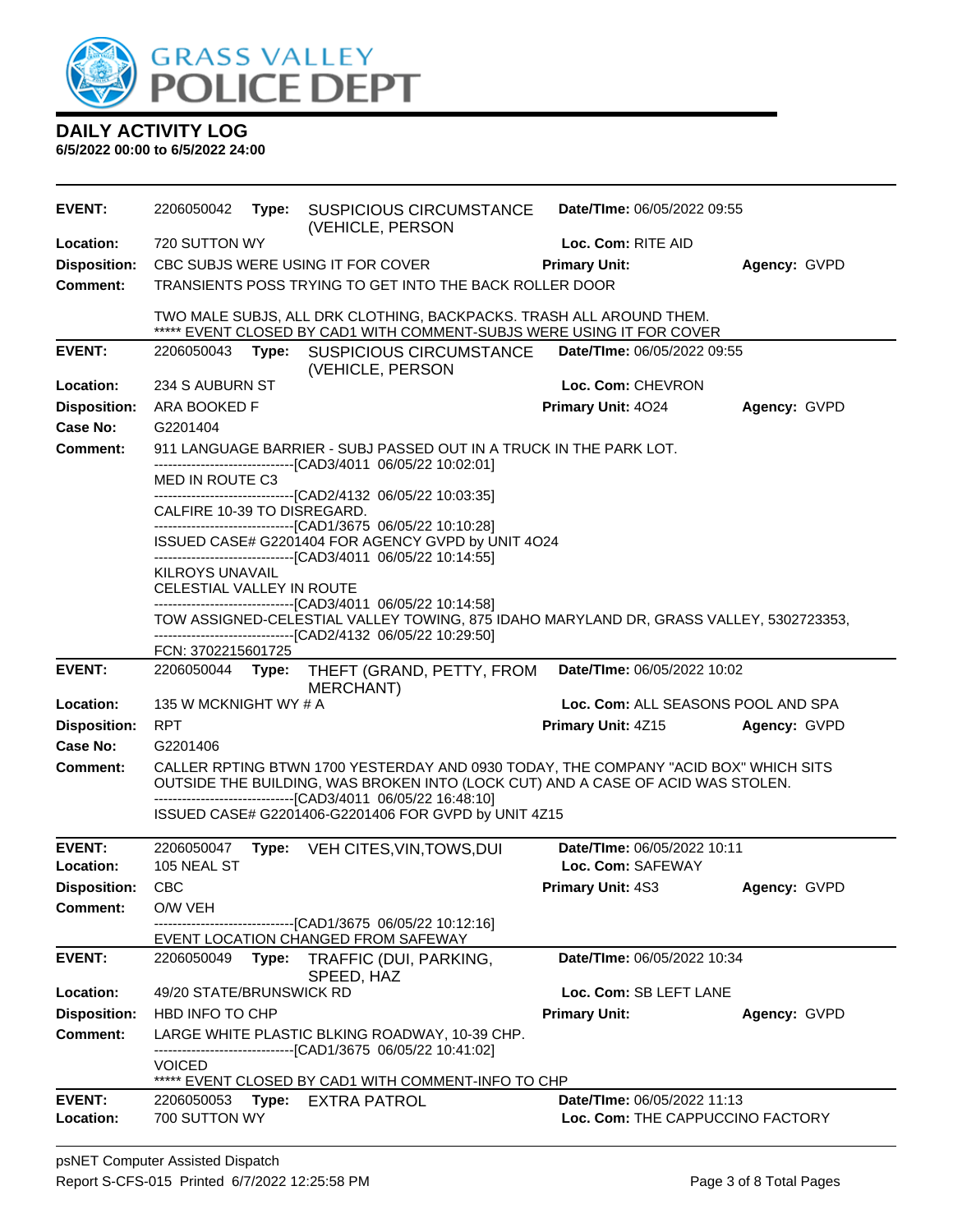# DAILY ACTIVITY LOG

**6/5/2022 00:00 to 6/5/2022 24:00**

---

**EVENT:** 2206050042 **Type:** SUSPICIOUS CIRCUMSTANCE (VEHICLE, PERSON **Date/TIme:** 06/05/2022 09:55

**Location:** 720 SUTTON WY **Loc. Com:** RITE AID

**Disposition:** CBC SUBJS WERE USING IT FOR COVER **Primary Unit:** **Agency:** GVPD

**Comment:** TRANSIENTS POSS TRYING TO GET INTO THE BACK ROLLER DOOR

TWO MALE SUBJS, ALL DRK CLOTHING, BACKPACKS. TRASH ALL AROUND THEM.
***** EVENT CLOSED BY CAD1 WITH COMMENT-SUBJS WERE USING IT FOR COVER

---

**EVENT:** 2206050043 **Type:** SUSPICIOUS CIRCUMSTANCE (VEHICLE, PERSON **Date/TIme:** 06/05/2022 09:55

**Location:** 234 S AUBURN ST **Loc. Com:** CHEVRON

**Disposition:** ARA BOOKED F **Primary Unit:** 4O24 **Agency:** GVPD

**Case No:** G2201404

**Comment:** 911 LANGUAGE BARRIER - SUBJ PASSED OUT IN A TRUCK IN THE PARK LOT.
------------------------------[CAD3/4011 06/05/22 10:02:01]
MED IN ROUTE C3
------------------------------[CAD2/4132 06/05/22 10:03:35]
CALFIRE 10-39 TO DISREGARD.
------------------------------[CAD1/3675 06/05/22 10:10:28]
ISSUED CASE# G2201404 FOR AGENCY GVPD by UNIT 4O24
------------------------------[CAD3/4011 06/05/22 10:14:55]
KILROYS UNAVAIL
CELESTIAL VALLEY IN ROUTE
------------------------------[CAD3/4011 06/05/22 10:14:58]
TOW ASSIGNED-CELESTIAL VALLEY TOWING, 875 IDAHO MARYLAND DR, GRASS VALLEY, 5302723353,
------------------------------[CAD2/4132 06/05/22 10:29:50]
FCN: 3702215601725

---

**EVENT:** 2206050044 **Type:** THEFT (GRAND, PETTY, FROM MERCHANT) **Date/TIme:** 06/05/2022 10:02

**Location:** 135 W MCKNIGHT WY # A **Loc. Com:** ALL SEASONS POOL AND SPA

**Disposition:** RPT **Primary Unit:** 4Z15 **Agency:** GVPD

**Case No:** G2201406

**Comment:** CALLER RPTING BTWN 1700 YESTERDAY AND 0930 TODAY, THE COMPANY "ACID BOX" WHICH SITS OUTSIDE THE BUILDING, WAS BROKEN INTO (LOCK CUT) AND A CASE OF ACID WAS STOLEN.
------------------------------[CAD3/4011 06/05/22 16:48:10]
ISSUED CASE# G2201406-G2201406 FOR GVPD by UNIT 4Z15

---

**EVENT:** 2206050047 **Type:** VEH CITES,VIN,TOWS,DUI **Date/TIme:** 06/05/2022 10:11

**Location:** 105 NEAL ST **Loc. Com:** SAFEWAY

**Disposition:** CBC **Primary Unit:** 4S3 **Agency:** GVPD

**Comment:** O/W VEH
------------------------------[CAD1/3675 06/05/22 10:12:16]
EVENT LOCATION CHANGED FROM SAFEWAY

---

**EVENT:** 2206050049 **Type:** TRAFFIC (DUI, PARKING, SPEED, HAZ **Date/TIme:** 06/05/2022 10:34

**Location:** 49/20 STATE/BRUNSWICK RD **Loc. Com:** SB LEFT LANE

**Disposition:** HBD INFO TO CHP **Primary Unit:** **Agency:** GVPD

**Comment:** LARGE WHITE PLASTIC BLKING ROADWAY, 10-39 CHP.
------------------------------[CAD1/3675 06/05/22 10:41:02]
VOICED
***** EVENT CLOSED BY CAD1 WITH COMMENT-INFO TO CHP

---

**EVENT:** 2206050053 **Type:** EXTRA PATROL **Date/TIme:** 06/05/2022 11:13

**Location:** 700 SUTTON WY **Loc. Com:** THE CAPPUCCINO FACTORY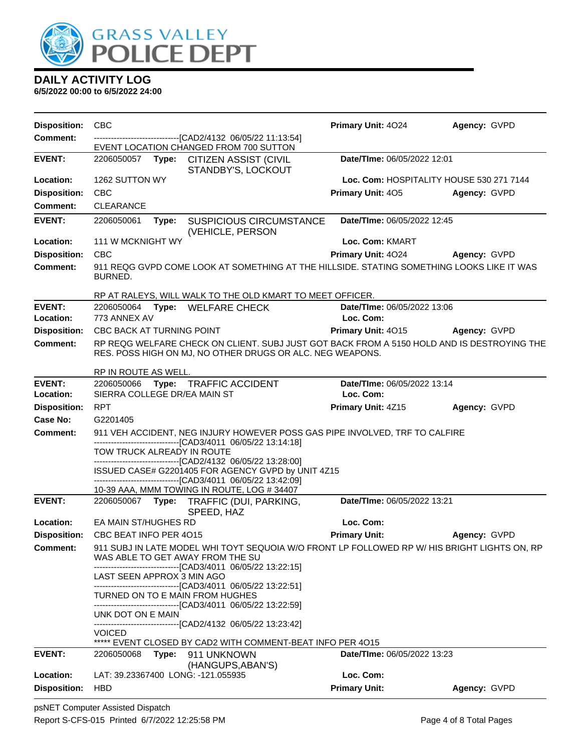# DAILY ACTIVITY LOG

**6/5/2022 00:00 to 6/5/2022 24:00**

**Disposition:** CBC **Primary Unit:** 4O24 **Agency:** GVPD

**Comment:** ------------------------------[CAD2/4132 06/05/22 11:13:54]
EVENT LOCATION CHANGED FROM 700 SUTTON

---

**EVENT:** 2206050057 **Type:** CITIZEN ASSIST (CIVIL STANDBY'S, LOCKOUT **Date/TIme:** 06/05/2022 12:01

**Location:** 1262 SUTTON WY **Loc. Com:** HOSPITALITY HOUSE 530 271 7144

**Disposition:** CBC **Primary Unit:** 4O5 **Agency:** GVPD

**Comment:** CLEARANCE

---

**EVENT:** 2206050061 **Type:** SUSPICIOUS CIRCUMSTANCE (VEHICLE, PERSON **Date/TIme:** 06/05/2022 12:45

**Location:** 111 W MCKNIGHT WY **Loc. Com:** KMART

**Disposition:** CBC **Primary Unit:** 4O24 **Agency:** GVPD

**Comment:** 911 REQG GVPD COME LOOK AT SOMETHING AT THE HILLSIDE. STATING SOMETHING LOOKS LIKE IT WAS BURNED.

RP AT RALEYS, WILL WALK TO THE OLD KMART TO MEET OFFICER.

---

**EVENT:** 2206050064 **Type:** WELFARE CHECK **Date/TIme:** 06/05/2022 13:06

**Location:** 773 ANNEX AV **Loc. Com:**

**Disposition:** CBC BACK AT TURNING POINT **Primary Unit:** 4O15 **Agency:** GVPD

**Comment:** RP REQG WELFARE CHECK ON CLIENT. SUBJ JUST GOT BACK FROM A 5150 HOLD AND IS DESTROYING THE RES. POSS HIGH ON MJ, NO OTHER DRUGS OR ALC. NEG WEAPONS.

RP IN ROUTE AS WELL.

---

**EVENT:** 2206050066 **Type:** TRAFFIC ACCIDENT **Date/TIme:** 06/05/2022 13:14

**Location:** SIERRA COLLEGE DR/EA MAIN ST **Loc. Com:**

**Disposition:** RPT **Primary Unit:** 4Z15 **Agency:** GVPD

**Case No:** G2201405

**Comment:** 911 VEH ACCIDENT, NEG INJURY HOWEVER POSS GAS PIPE INVOLVED, TRF TO CALFIRE
------------------------------[CAD3/4011 06/05/22 13:14:18]
TOW TRUCK ALREADY IN ROUTE
------------------------------[CAD2/4132 06/05/22 13:28:00]
ISSUED CASE# G2201405 FOR AGENCY GVPD by UNIT 4Z15
------------------------------[CAD3/4011 06/05/22 13:42:09]
10-39 AAA, MMM TOWING IN ROUTE, LOG # 34407

---

**EVENT:** 2206050067 **Type:** TRAFFIC (DUI, PARKING, SPEED, HAZ **Date/TIme:** 06/05/2022 13:21

**Location:** EA MAIN ST/HUGHES RD **Loc. Com:**

**Disposition:** CBC BEAT INFO PER 4O15 **Primary Unit:** **Agency:** GVPD

**Comment:** 911 SUBJ IN LATE MODEL WHI TOYT SEQUOIA W/O FRONT LP FOLLOWED RP W/ HIS BRIGHT LIGHTS ON, RP WAS ABLE TO GET AWAY FROM THE SU
------------------------------[CAD3/4011 06/05/22 13:22:15]
LAST SEEN APPROX 3 MIN AGO
------------------------------[CAD3/4011 06/05/22 13:22:51]
TURNED ON TO E MAIN FROM HUGHES
------------------------------[CAD3/4011 06/05/22 13:22:59]
UNK DOT ON E MAIN
------------------------------[CAD2/4132 06/05/22 13:23:42]
VOICED
***** EVENT CLOSED BY CAD2 WITH COMMENT-BEAT INFO PER 4O15

---

**EVENT:** 2206050068 **Type:** 911 UNKNOWN (HANGUPS,ABAN'S) **Date/TIme:** 06/05/2022 13:23

**Location:** LAT: 39.23367400 LONG: -121.055935 **Loc. Com:**

**Disposition:** HBD **Primary Unit:** **Agency:** GVPD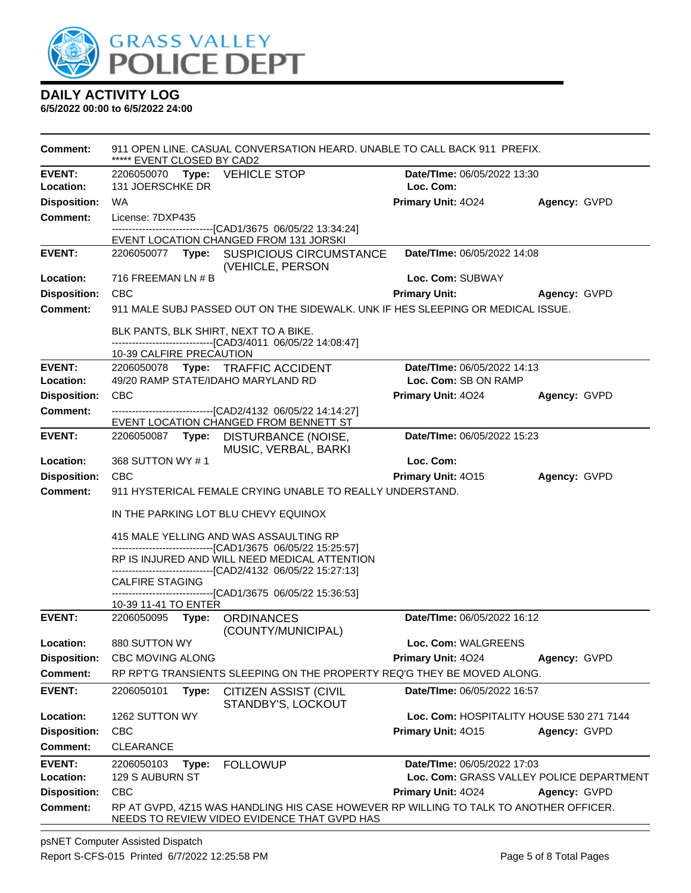# DAILY ACTIVITY LOG

**6/5/2022 00:00 to 6/5/2022 24:00**

**Comment:** 911 OPEN LINE. CASUAL CONVERSATION HEARD. UNABLE TO CALL BACK 911 PREFIX.
***** EVENT CLOSED BY CAD2

---

**EVENT:** 2206050070 **Type:** VEHICLE STOP **Date/TIme:** 06/05/2022 13:30
**Location:** 131 JOERSCHKE DR **Loc. Com:**
**Disposition:** WA **Primary Unit:** 4O24 **Agency:** GVPD
**Comment:** License: 7DXP435
------------------------------[CAD1/3675 06/05/22 13:34:24]
EVENT LOCATION CHANGED FROM 131 JORSKI

---

**EVENT:** 2206050077 **Type:** SUSPICIOUS CIRCUMSTANCE (VEHICLE, PERSON **Date/TIme:** 06/05/2022 14:08
**Location:** 716 FREEMAN LN # B **Loc. Com:** SUBWAY
**Disposition:** CBC **Primary Unit:** **Agency:** GVPD
**Comment:** 911 MALE SUBJ PASSED OUT ON THE SIDEWALK. UNK IF HES SLEEPING OR MEDICAL ISSUE.

BLK PANTS, BLK SHIRT, NEXT TO A BIKE.
------------------------------[CAD3/4011 06/05/22 14:08:47]
10-39 CALFIRE PRECAUTION

---

**EVENT:** 2206050078 **Type:** TRAFFIC ACCIDENT **Date/TIme:** 06/05/2022 14:13
**Location:** 49/20 RAMP STATE/IDAHO MARYLAND RD **Loc. Com:** SB ON RAMP
**Disposition:** CBC **Primary Unit:** 4O24 **Agency:** GVPD
**Comment:** ------------------------------[CAD2/4132 06/05/22 14:14:27]
EVENT LOCATION CHANGED FROM BENNETT ST

---

**EVENT:** 2206050087 **Type:** DISTURBANCE (NOISE, MUSIC, VERBAL, BARKI **Date/TIme:** 06/05/2022 15:23
**Location:** 368 SUTTON WY # 1 **Loc. Com:**
**Disposition:** CBC **Primary Unit:** 4O15 **Agency:** GVPD
**Comment:** 911 HYSTERICAL FEMALE CRYING UNABLE TO REALLY UNDERSTAND.

IN THE PARKING LOT BLU CHEVY EQUINOX

415 MALE YELLING AND WAS ASSAULTING RP
------------------------------[CAD1/3675 06/05/22 15:25:57]
RP IS INJURED AND WILL NEED MEDICAL ATTENTION
------------------------------[CAD2/4132 06/05/22 15:27:13]
CALFIRE STAGING
------------------------------[CAD1/3675 06/05/22 15:36:53]
10-39 11-41 TO ENTER

---

**EVENT:** 2206050095 **Type:** ORDINANCES (COUNTY/MUNICIPAL) **Date/TIme:** 06/05/2022 16:12
**Location:** 880 SUTTON WY **Loc. Com:** WALGREENS
**Disposition:** CBC MOVING ALONG **Primary Unit:** 4O24 **Agency:** GVPD
**Comment:** RP RPT'G TRANSIENTS SLEEPING ON THE PROPERTY REQ'G THEY BE MOVED ALONG.

---

**EVENT:** 2206050101 **Type:** CITIZEN ASSIST (CIVIL STANDBY'S, LOCKOUT **Date/TIme:** 06/05/2022 16:57
**Location:** 1262 SUTTON WY **Loc. Com:** HOSPITALITY HOUSE 530 271 7144
**Disposition:** CBC **Primary Unit:** 4O15 **Agency:** GVPD
**Comment:** CLEARANCE

---

**EVENT:** 2206050103 **Type:** FOLLOWUP **Date/TIme:** 06/05/2022 17:03
**Location:** 129 S AUBURN ST **Loc. Com:** GRASS VALLEY POLICE DEPARTMENT
**Disposition:** CBC **Primary Unit:** 4O24 **Agency:** GVPD
**Comment:** RP AT GVPD, 4Z15 WAS HANDLING HIS CASE HOWEVER RP WILLING TO TALK TO ANOTHER OFFICER. NEEDS TO REVIEW VIDEO EVIDENCE THAT GVPD HAS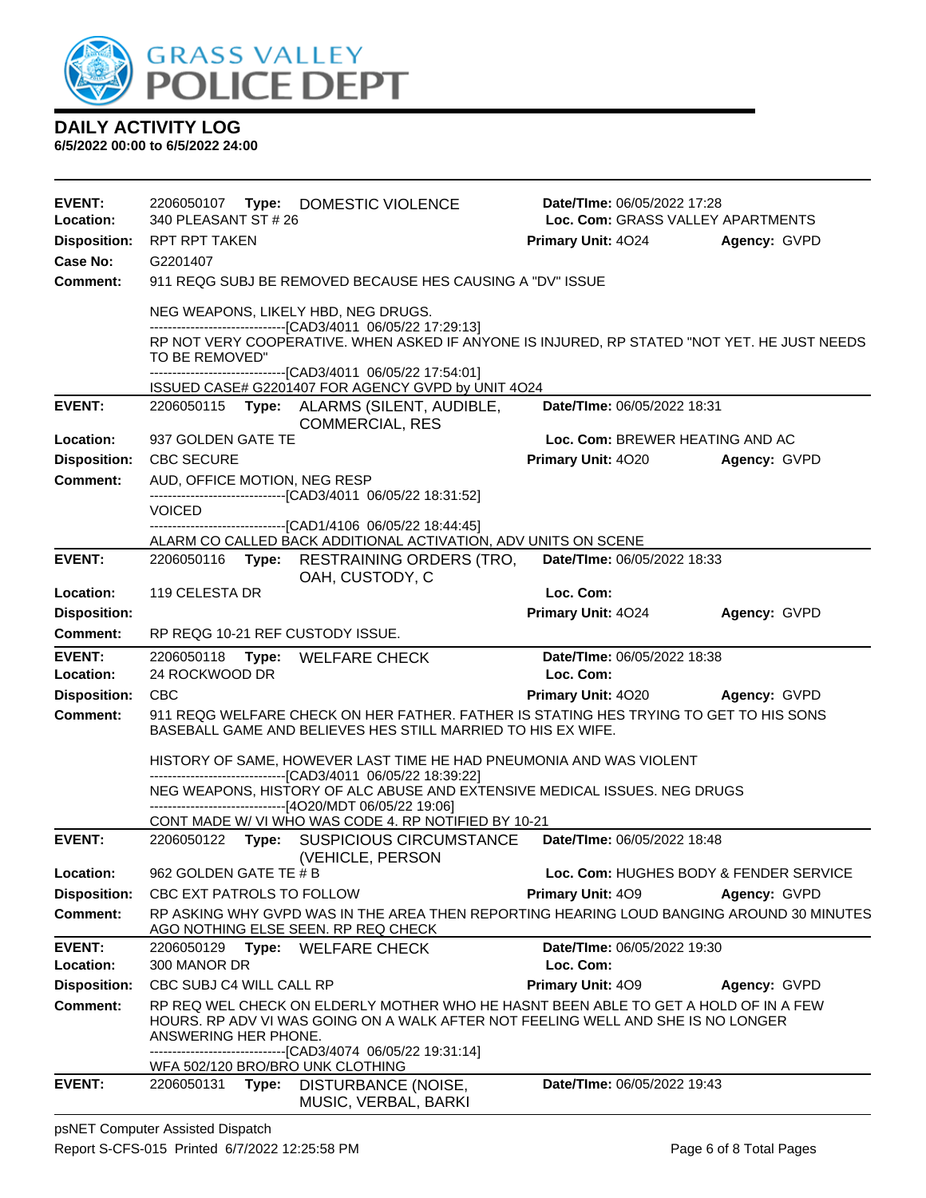# DAILY ACTIVITY LOG

**6/5/2022 00:00 to 6/5/2022 24:00**

---

**EVENT:** 2206050107 **Type:** DOMESTIC VIOLENCE **Date/TIme:** 06/05/2022 17:28
**Location:** 340 PLEASANT ST # 26 **Loc. Com:** GRASS VALLEY APARTMENTS
**Disposition:** RPT RPT TAKEN **Primary Unit:** 4O24 **Agency:** GVPD
**Case No:** G2201407
**Comment:** 911 REQG SUBJ BE REMOVED BECAUSE HES CAUSING A "DV" ISSUE

NEG WEAPONS, LIKELY HBD, NEG DRUGS.
------------------------------[CAD3/4011 06/05/22 17:29:13]
RP NOT VERY COOPERATIVE. WHEN ASKED IF ANYONE IS INJURED, RP STATED "NOT YET. HE JUST NEEDS TO BE REMOVED"
------------------------------[CAD3/4011 06/05/22 17:54:01]
ISSUED CASE# G2201407 FOR AGENCY GVPD by UNIT 4O24

---

**EVENT:** 2206050115 **Type:** ALARMS (SILENT, AUDIBLE, COMMERCIAL, RES **Date/TIme:** 06/05/2022 18:31
**Location:** 937 GOLDEN GATE TE **Loc. Com:** BREWER HEATING AND AC
**Disposition:** CBC SECURE **Primary Unit:** 4O20 **Agency:** GVPD
**Comment:** AUD, OFFICE MOTION, NEG RESP
------------------------------[CAD3/4011 06/05/22 18:31:52]
VOICED
------------------------------[CAD1/4106 06/05/22 18:44:45]
ALARM CO CALLED BACK ADDITIONAL ACTIVATION, ADV UNITS ON SCENE

---

**EVENT:** 2206050116 **Type:** RESTRAINING ORDERS (TRO, OAH, CUSTODY, C **Date/TIme:** 06/05/2022 18:33
**Location:** 119 CELESTA DR **Loc. Com:**
**Disposition:** **Primary Unit:** 4O24 **Agency:** GVPD
**Comment:** RP REQG 10-21 REF CUSTODY ISSUE.

---

**EVENT:** 2206050118 **Type:** WELFARE CHECK **Date/TIme:** 06/05/2022 18:38
**Location:** 24 ROCKWOOD DR **Loc. Com:**
**Disposition:** CBC **Primary Unit:** 4O20 **Agency:** GVPD
**Comment:** 911 REQG WELFARE CHECK ON HER FATHER. FATHER IS STATING HES TRYING TO GET TO HIS SONS BASEBALL GAME AND BELIEVES HES STILL MARRIED TO HIS EX WIFE.

HISTORY OF SAME, HOWEVER LAST TIME HE HAD PNEUMONIA AND WAS VIOLENT
------------------------------[CAD3/4011 06/05/22 18:39:22]
NEG WEAPONS, HISTORY OF ALC ABUSE AND EXTENSIVE MEDICAL ISSUES. NEG DRUGS
------------------------------[4O20/MDT 06/05/22 19:06]
CONT MADE W/ VI WHO WAS CODE 4. RP NOTIFIED BY 10-21

---

**EVENT:** 2206050122 **Type:** SUSPICIOUS CIRCUMSTANCE (VEHICLE, PERSON **Date/TIme:** 06/05/2022 18:48
**Location:** 962 GOLDEN GATE TE # B **Loc. Com:** HUGHES BODY & FENDER SERVICE
**Disposition:** CBC EXT PATROLS TO FOLLOW **Primary Unit:** 4O9 **Agency:** GVPD
**Comment:** RP ASKING WHY GVPD WAS IN THE AREA THEN REPORTING HEARING LOUD BANGING AROUND 30 MINUTES AGO NOTHING ELSE SEEN. RP REQ CHECK

---

**EVENT:** 2206050129 **Type:** WELFARE CHECK **Date/TIme:** 06/05/2022 19:30
**Location:** 300 MANOR DR **Loc. Com:**
**Disposition:** CBC SUBJ C4 WILL CALL RP **Primary Unit:** 4O9 **Agency:** GVPD
**Comment:** RP REQ WEL CHECK ON ELDERLY MOTHER WHO HE HASNT BEEN ABLE TO GET A HOLD OF IN A FEW HOURS. RP ADV VI WAS GOING ON A WALK AFTER NOT FEELING WELL AND SHE IS NO LONGER ANSWERING HER PHONE.
------------------------------[CAD3/4074 06/05/22 19:31:14]
WFA 502/120 BRO/BRO UNK CLOTHING

---

**EVENT:** 2206050131 **Type:** DISTURBANCE (NOISE, MUSIC, VERBAL, BARKI **Date/TIme:** 06/05/2022 19:43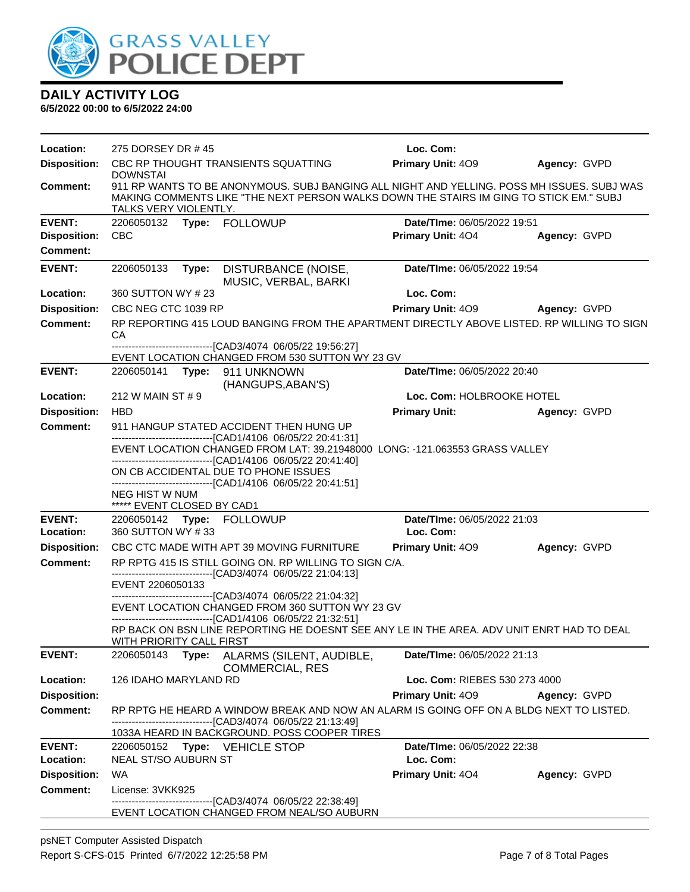# GRASS VALLEY POLICE DEPT

## DAILY ACTIVITY LOG

**6/5/2022 00:00 to 6/5/2022 24:00**

| | | | |
|---|---|---|---|
| **Location:** | 275 DORSEY DR # 45 | **Loc. Com:** | |
| **Disposition:** | CBC RP THOUGHT TRANSIENTS SQUATTING DOWNSTAI | **Primary Unit:** 4O9 | **Agency:** GVPD |
| **Comment:** | 911 RP WANTS TO BE ANONYMOUS. SUBJ BANGING ALL NIGHT AND YELLING. POSS MH ISSUES. SUBJ WAS MAKING COMMENTS LIKE "THE NEXT PERSON WALKS DOWN THE STAIRS IM GING TO STICK EM." SUBJ TALKS VERY VIOLENTLY. | | |

| | | | |
|---|---|---|---|
| **EVENT:** | 2206050132 **Type:** FOLLOWUP | **Date/TIme:** 06/05/2022 19:51 | |
| **Disposition:** | CBC | **Primary Unit:** 4O4 | **Agency:** GVPD |
| **Comment:** | | | |

| | | | |
|---|---|---|---|
| **EVENT:** | 2206050133 **Type:** DISTURBANCE (NOISE, MUSIC, VERBAL, BARKI | **Date/TIme:** 06/05/2022 19:54 | |
| **Location:** | 360 SUTTON WY # 23 | **Loc. Com:** | |
| **Disposition:** | CBC NEG CTC 1039 RP | **Primary Unit:** 4O9 | **Agency:** GVPD |
| **Comment:** | RP REPORTING 415 LOUD BANGING FROM THE APARTMENT DIRECTLY ABOVE LISTED. RP WILLING TO SIGN CA<br>------------------------------[CAD3/4074 06/05/22 19:56:27]<br>EVENT LOCATION CHANGED FROM 530 SUTTON WY 23 GV | | |

| | | | |
|---|---|---|---|
| **EVENT:** | 2206050141 **Type:** 911 UNKNOWN (HANGUPS,ABAN'S) | **Date/TIme:** 06/05/2022 20:40 | |
| **Location:** | 212 W MAIN ST # 9 | **Loc. Com:** HOLBROOKE HOTEL | |
| **Disposition:** | HBD | **Primary Unit:** | **Agency:** GVPD |
| **Comment:** | 911 HANGUP STATED ACCIDENT THEN HUNG UP<br>------------------------------[CAD1/4106 06/05/22 20:41:31]<br>EVENT LOCATION CHANGED FROM LAT: 39.21948000 LONG: -121.063553 GRASS VALLEY<br>------------------------------[CAD1/4106 06/05/22 20:41:40]<br>ON CB ACCIDENTAL DUE TO PHONE ISSUES<br>------------------------------[CAD1/4106 06/05/22 20:41:51]<br>NEG HIST W NUM<br>***** EVENT CLOSED BY CAD1 | | |

| | | | |
|---|---|---|---|
| **EVENT:** | 2206050142 **Type:** FOLLOWUP | **Date/TIme:** 06/05/2022 21:03 | |
| **Location:** | 360 SUTTON WY # 33 | **Loc. Com:** | |
| **Disposition:** | CBC CTC MADE WITH APT 39 MOVING FURNITURE | **Primary Unit:** 4O9 | **Agency:** GVPD |
| **Comment:** | RP RPTG 415 IS STILL GOING ON. RP WILLING TO SIGN C/A.<br>------------------------------[CAD3/4074 06/05/22 21:04:13]<br>EVENT 2206050133<br>------------------------------[CAD3/4074 06/05/22 21:04:32]<br>EVENT LOCATION CHANGED FROM 360 SUTTON WY 23 GV<br>------------------------------[CAD1/4106 06/05/22 21:32:51]<br>RP BACK ON BSN LINE REPORTING HE DOESNT SEE ANY LE IN THE AREA. ADV UNIT ENRT HAD TO DEAL WITH PRIORITY CALL FIRST | | |

| | | | |
|---|---|---|---|
| **EVENT:** | 2206050143 **Type:** ALARMS (SILENT, AUDIBLE, COMMERCIAL, RES | **Date/TIme:** 06/05/2022 21:13 | |
| **Location:** | 126 IDAHO MARYLAND RD | **Loc. Com:** RIEBES 530 273 4000 | |
| **Disposition:** | | **Primary Unit:** 4O9 | **Agency:** GVPD |
| **Comment:** | RP RPTG HE HEARD A WINDOW BREAK AND NOW AN ALARM IS GOING OFF ON A BLDG NEXT TO LISTED.<br>------------------------------[CAD3/4074 06/05/22 21:13:49]<br>1033A HEARD IN BACKGROUND. POSS COOPER TIRES | | |

| | | | |
|---|---|---|---|
| **EVENT:** | 2206050152 **Type:** VEHICLE STOP | **Date/TIme:** 06/05/2022 22:38 | |
| **Location:** | NEAL ST/SO AUBURN ST | **Loc. Com:** | |
| **Disposition:** | WA | **Primary Unit:** 4O4 | **Agency:** GVPD |
| **Comment:** | License: 3VKK925<br>------------------------------[CAD3/4074 06/05/22 22:38:49]<br>EVENT LOCATION CHANGED FROM NEAL/SO AUBURN | | |

psNET Computer Assisted Dispatch

Report S-CFS-015 Printed 6/7/2022 12:25:58 PM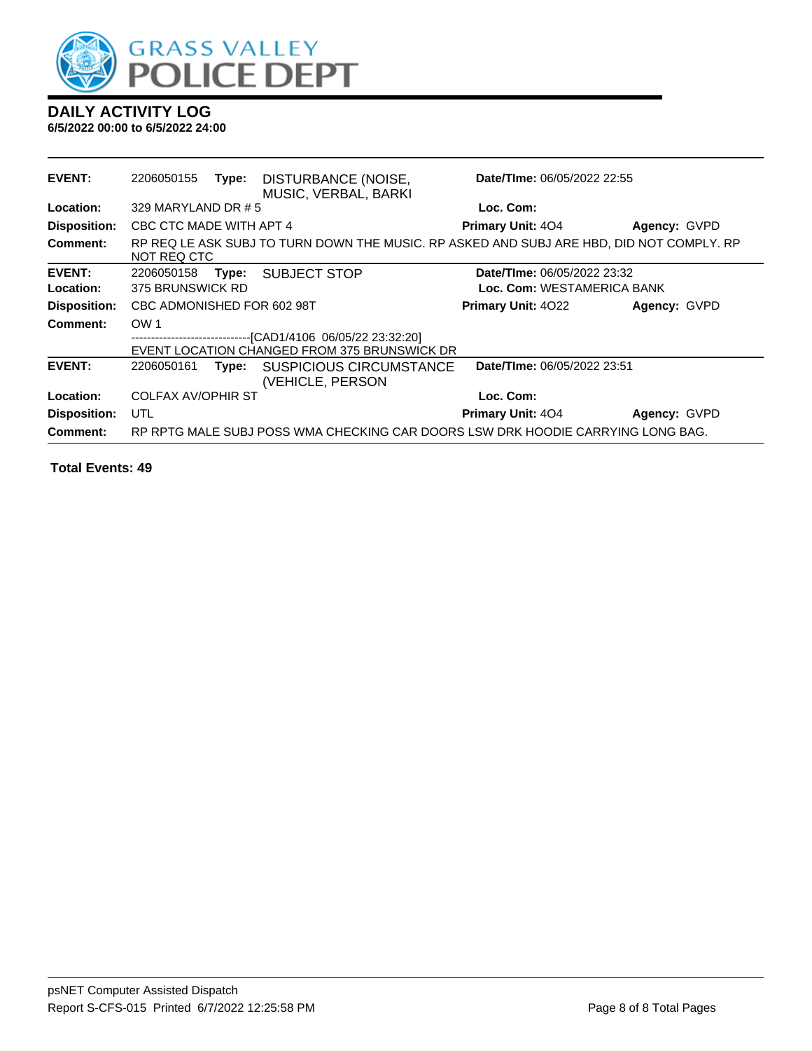# GRASS VALLEY POLICE DEPT

## DAILY ACTIVITY LOG

**6/5/2022 00:00 to 6/5/2022 24:00**

| | | | |
|---|---|---|---|
| **EVENT:** | 2206050155 **Type:** DISTURBANCE (NOISE, MUSIC, VERBAL, BARKI | **Date/TIme:** 06/05/2022 22:55 | |
| **Location:** | 329 MARYLAND DR # 5 | **Loc. Com:** | |
| **Disposition:** | CBC CTC MADE WITH APT 4 | **Primary Unit:** 4O4 | **Agency:** GVPD |
| **Comment:** | RP REQ LE ASK SUBJ TO TURN DOWN THE MUSIC. RP ASKED AND SUBJ ARE HBD, DID NOT COMPLY. RP NOT REQ CTC | | |

| | | | |
|---|---|---|---|
| **EVENT:** | 2206050158 **Type:** SUBJECT STOP | **Date/TIme:** 06/05/2022 23:32 | |
| **Location:** | 375 BRUNSWICK RD | **Loc. Com:** WESTAMERICA BANK | |
| **Disposition:** | CBC ADMONISHED FOR 602 98T | **Primary Unit:** 4O22 | **Agency:** GVPD |
| **Comment:** | OW 1<br>-------------------------------[CAD1/4106 06/05/22 23:32:20]<br>EVENT LOCATION CHANGED FROM 375 BRUNSWICK DR | | |

| | | | |
|---|---|---|---|
| **EVENT:** | 2206050161 **Type:** SUSPICIOUS CIRCUMSTANCE (VEHICLE, PERSON | **Date/TIme:** 06/05/2022 23:51 | |
| **Location:** | COLFAX AV/OPHIR ST | **Loc. Com:** | |
| **Disposition:** | UTL | **Primary Unit:** 4O4 | **Agency:** GVPD |
| **Comment:** | RP RPTG MALE SUBJ POSS WMA CHECKING CAR DOORS LSW DRK HOODIE CARRYING LONG BAG. | | |

**Total Events: 49**

psNET Computer Assisted Dispatch
Report S-CFS-015 Printed 6/7/2022 12:25:58 PM